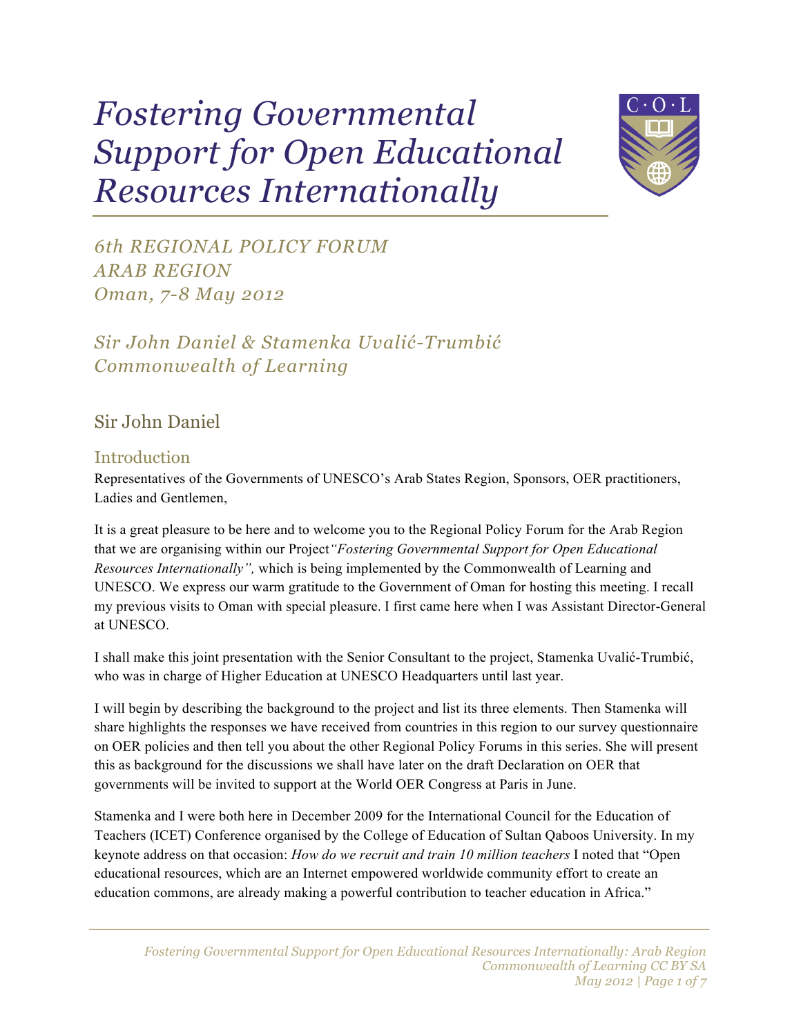# *Fostering Governmental Support for Open Educational Resources Internationally*

*6th REGIONAL POLICY FORUM*
*ARAB REGION*
*Oman, 7-8 May 2012*

*Sir John Daniel & Stamenka Uvalić-Trumbić*
*Commonwealth of Learning*

## Sir John Daniel

### Introduction

Representatives of the Governments of UNESCO's Arab States Region, Sponsors, OER practitioners, Ladies and Gentlemen,

It is a great pleasure to be here and to welcome you to the Regional Policy Forum for the Arab Region that we are organising within our Project *"Fostering Governmental Support for Open Educational Resources Internationally",* which is being implemented by the Commonwealth of Learning and UNESCO. We express our warm gratitude to the Government of Oman for hosting this meeting. I recall my previous visits to Oman with special pleasure. I first came here when I was Assistant Director-General at UNESCO.

I shall make this joint presentation with the Senior Consultant to the project, Stamenka Uvalić-Trumbić, who was in charge of Higher Education at UNESCO Headquarters until last year.

I will begin by describing the background to the project and list its three elements. Then Stamenka will share highlights the responses we have received from countries in this region to our survey questionnaire on OER policies and then tell you about the other Regional Policy Forums in this series. She will present this as background for the discussions we shall have later on the draft Declaration on OER that governments will be invited to support at the World OER Congress at Paris in June.

Stamenka and I were both here in December 2009 for the International Council for the Education of Teachers (ICET) Conference organised by the College of Education of Sultan Qaboos University. In my keynote address on that occasion: *How do we recruit and train 10 million teachers* I noted that "Open educational resources, which are an Internet empowered worldwide community effort to create an education commons, are already making a powerful contribution to teacher education in Africa."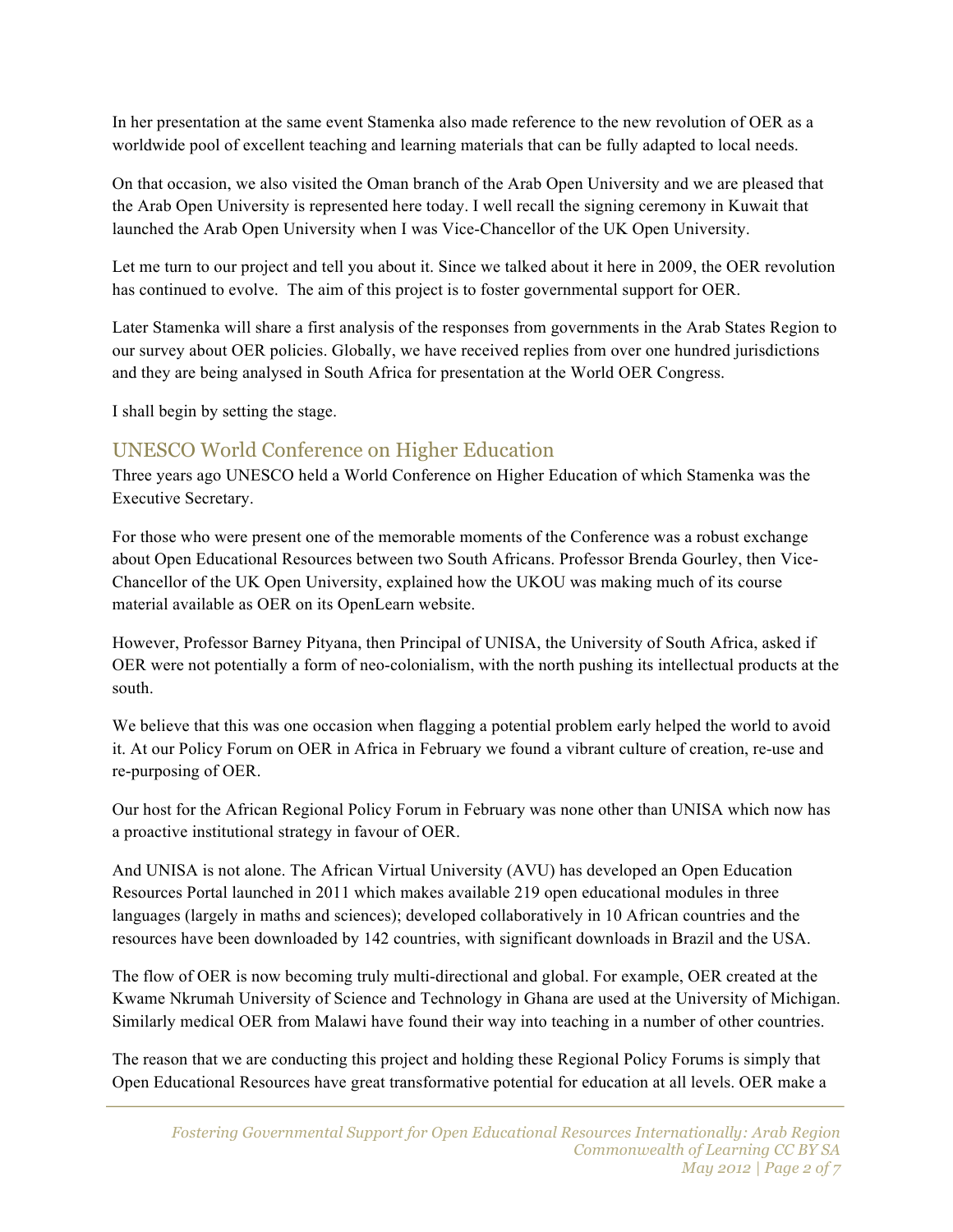In her presentation at the same event Stamenka also made reference to the new revolution of OER as a worldwide pool of excellent teaching and learning materials that can be fully adapted to local needs.

On that occasion, we also visited the Oman branch of the Arab Open University and we are pleased that the Arab Open University is represented here today. I well recall the signing ceremony in Kuwait that launched the Arab Open University when I was Vice-Chancellor of the UK Open University.

Let me turn to our project and tell you about it. Since we talked about it here in 2009, the OER revolution has continued to evolve. The aim of this project is to foster governmental support for OER.

Later Stamenka will share a first analysis of the responses from governments in the Arab States Region to our survey about OER policies. Globally, we have received replies from over one hundred jurisdictions and they are being analysed in South Africa for presentation at the World OER Congress.

I shall begin by setting the stage.

## UNESCO World Conference on Higher Education

Three years ago UNESCO held a World Conference on Higher Education of which Stamenka was the Executive Secretary.

For those who were present one of the memorable moments of the Conference was a robust exchange about Open Educational Resources between two South Africans. Professor Brenda Gourley, then Vice-Chancellor of the UK Open University, explained how the UKOU was making much of its course material available as OER on its OpenLearn website.

However, Professor Barney Pityana, then Principal of UNISA, the University of South Africa, asked if OER were not potentially a form of neo-colonialism, with the north pushing its intellectual products at the south.

We believe that this was one occasion when flagging a potential problem early helped the world to avoid it. At our Policy Forum on OER in Africa in February we found a vibrant culture of creation, re-use and re-purposing of OER.

Our host for the African Regional Policy Forum in February was none other than UNISA which now has a proactive institutional strategy in favour of OER.

And UNISA is not alone. The African Virtual University (AVU) has developed an Open Education Resources Portal launched in 2011 which makes available 219 open educational modules in three languages (largely in maths and sciences); developed collaboratively in 10 African countries and the resources have been downloaded by 142 countries, with significant downloads in Brazil and the USA.

The flow of OER is now becoming truly multi-directional and global. For example, OER created at the Kwame Nkrumah University of Science and Technology in Ghana are used at the University of Michigan. Similarly medical OER from Malawi have found their way into teaching in a number of other countries.

The reason that we are conducting this project and holding these Regional Policy Forums is simply that Open Educational Resources have great transformative potential for education at all levels. OER make a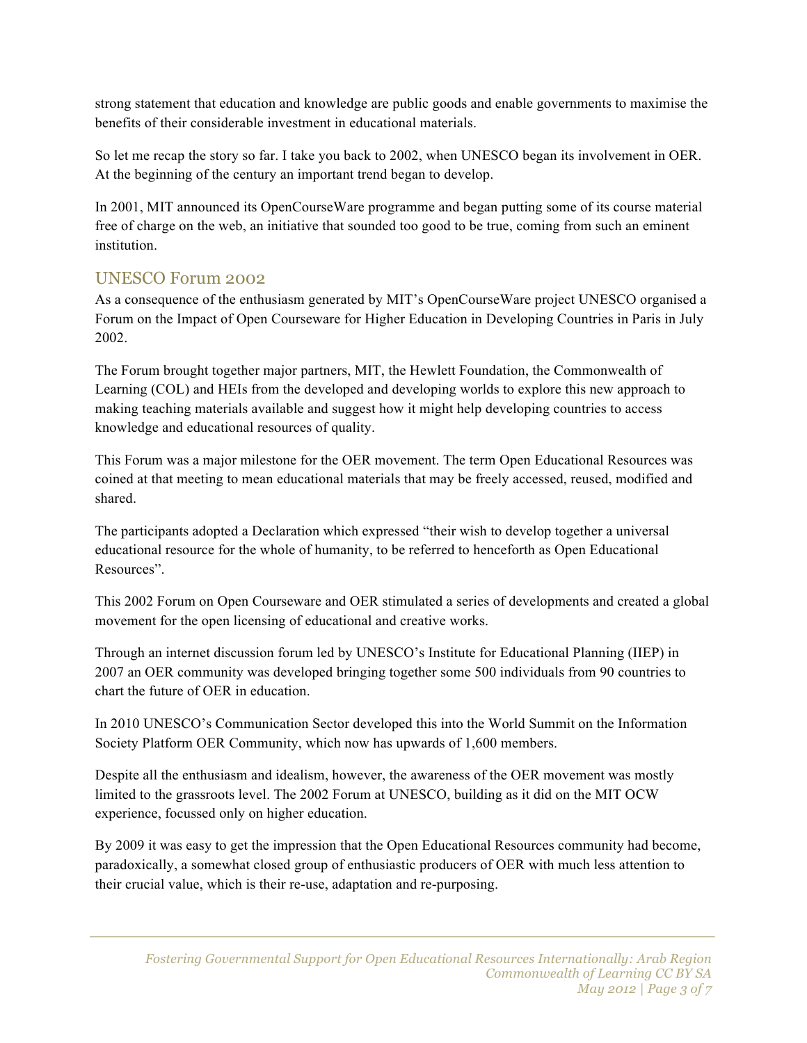strong statement that education and knowledge are public goods and enable governments to maximise the benefits of their considerable investment in educational materials.

So let me recap the story so far. I take you back to 2002, when UNESCO began its involvement in OER. At the beginning of the century an important trend began to develop.

In 2001, MIT announced its OpenCourseWare programme and began putting some of its course material free of charge on the web, an initiative that sounded too good to be true, coming from such an eminent institution.

## UNESCO Forum 2002

As a consequence of the enthusiasm generated by MIT's OpenCourseWare project UNESCO organised a Forum on the Impact of Open Courseware for Higher Education in Developing Countries in Paris in July 2002.

The Forum brought together major partners, MIT, the Hewlett Foundation, the Commonwealth of Learning (COL) and HEIs from the developed and developing worlds to explore this new approach to making teaching materials available and suggest how it might help developing countries to access knowledge and educational resources of quality.

This Forum was a major milestone for the OER movement. The term Open Educational Resources was coined at that meeting to mean educational materials that may be freely accessed, reused, modified and shared.

The participants adopted a Declaration which expressed "their wish to develop together a universal educational resource for the whole of humanity, to be referred to henceforth as Open Educational Resources".

This 2002 Forum on Open Courseware and OER stimulated a series of developments and created a global movement for the open licensing of educational and creative works.

Through an internet discussion forum led by UNESCO's Institute for Educational Planning (IIEP) in 2007 an OER community was developed bringing together some 500 individuals from 90 countries to chart the future of OER in education.

In 2010 UNESCO's Communication Sector developed this into the World Summit on the Information Society Platform OER Community, which now has upwards of 1,600 members.

Despite all the enthusiasm and idealism, however, the awareness of the OER movement was mostly limited to the grassroots level. The 2002 Forum at UNESCO, building as it did on the MIT OCW experience, focussed only on higher education.

By 2009 it was easy to get the impression that the Open Educational Resources community had become, paradoxically, a somewhat closed group of enthusiastic producers of OER with much less attention to their crucial value, which is their re-use, adaptation and re-purposing.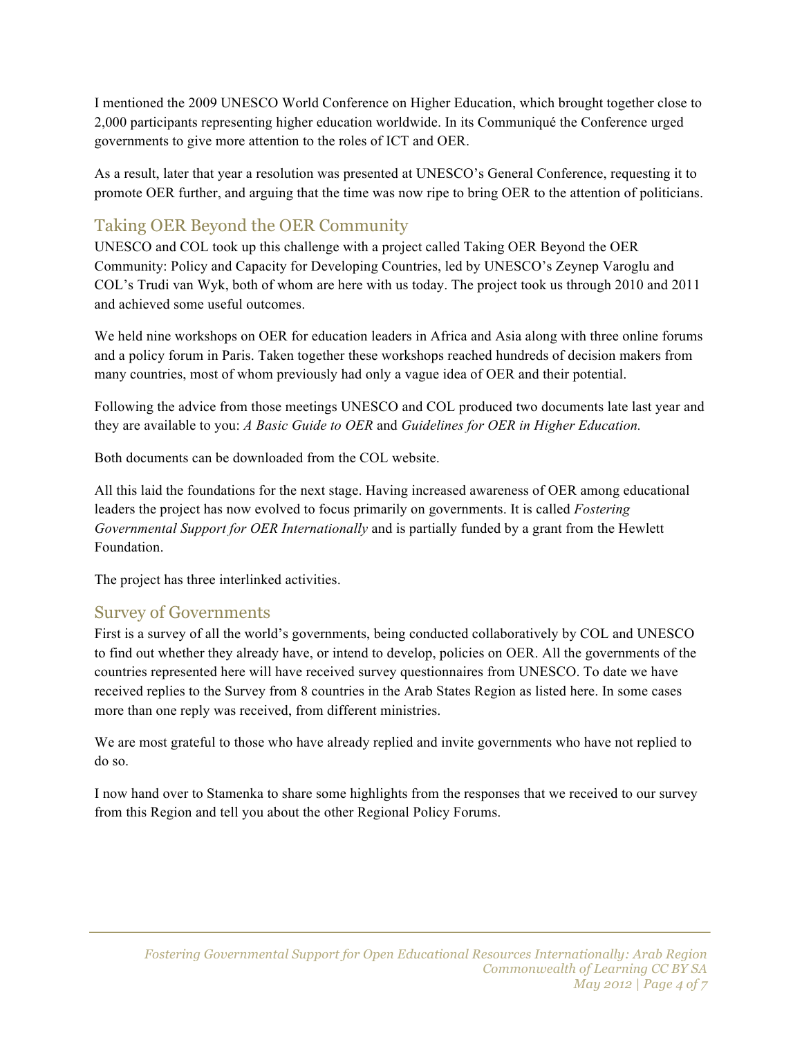I mentioned the 2009 UNESCO World Conference on Higher Education, which brought together close to 2,000 participants representing higher education worldwide. In its Communiqué the Conference urged governments to give more attention to the roles of ICT and OER.

As a result, later that year a resolution was presented at UNESCO's General Conference, requesting it to promote OER further, and arguing that the time was now ripe to bring OER to the attention of politicians.

## Taking OER Beyond the OER Community

UNESCO and COL took up this challenge with a project called Taking OER Beyond the OER Community: Policy and Capacity for Developing Countries, led by UNESCO's Zeynep Varoglu and COL's Trudi van Wyk, both of whom are here with us today. The project took us through 2010 and 2011 and achieved some useful outcomes.

We held nine workshops on OER for education leaders in Africa and Asia along with three online forums and a policy forum in Paris. Taken together these workshops reached hundreds of decision makers from many countries, most of whom previously had only a vague idea of OER and their potential.

Following the advice from those meetings UNESCO and COL produced two documents late last year and they are available to you: *A Basic Guide to OER* and *Guidelines for OER in Higher Education.*

Both documents can be downloaded from the COL website.

All this laid the foundations for the next stage. Having increased awareness of OER among educational leaders the project has now evolved to focus primarily on governments. It is called *Fostering Governmental Support for OER Internationally* and is partially funded by a grant from the Hewlett Foundation.

The project has three interlinked activities.

## Survey of Governments

First is a survey of all the world's governments, being conducted collaboratively by COL and UNESCO to find out whether they already have, or intend to develop, policies on OER. All the governments of the countries represented here will have received survey questionnaires from UNESCO. To date we have received replies to the Survey from 8 countries in the Arab States Region as listed here. In some cases more than one reply was received, from different ministries.

We are most grateful to those who have already replied and invite governments who have not replied to do so.

I now hand over to Stamenka to share some highlights from the responses that we received to our survey from this Region and tell you about the other Regional Policy Forums.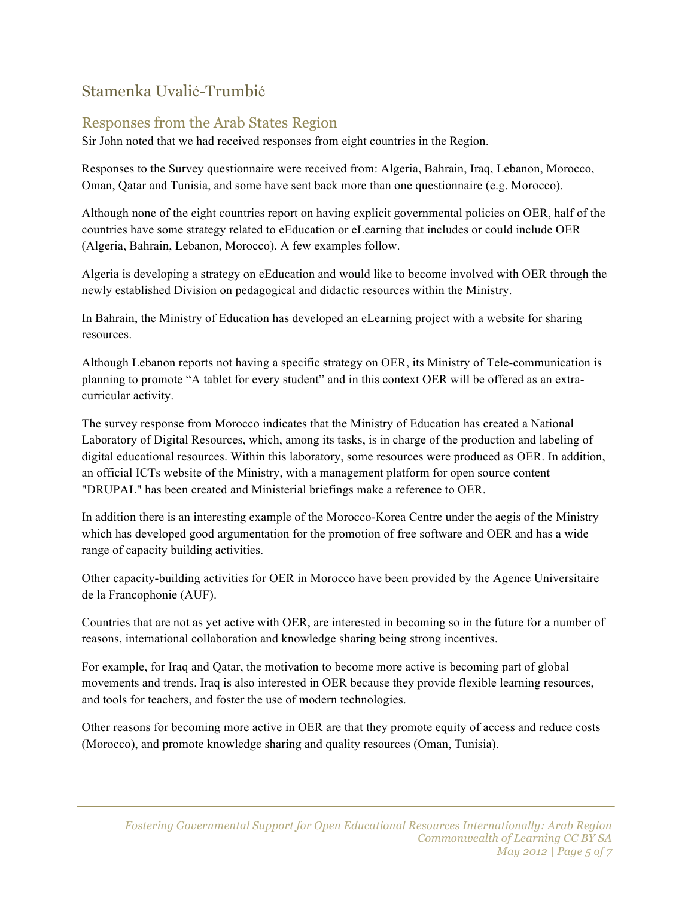## Stamenka Uvalić-Trumbić

### Responses from the Arab States Region

Sir John noted that we had received responses from eight countries in the Region.

Responses to the Survey questionnaire were received from: Algeria, Bahrain, Iraq, Lebanon, Morocco, Oman, Qatar and Tunisia, and some have sent back more than one questionnaire (e.g. Morocco).

Although none of the eight countries report on having explicit governmental policies on OER, half of the countries have some strategy related to eEducation or eLearning that includes or could include OER (Algeria, Bahrain, Lebanon, Morocco). A few examples follow.

Algeria is developing a strategy on eEducation and would like to become involved with OER through the newly established Division on pedagogical and didactic resources within the Ministry.

In Bahrain, the Ministry of Education has developed an eLearning project with a website for sharing resources.

Although Lebanon reports not having a specific strategy on OER, its Ministry of Tele-communication is planning to promote "A tablet for every student" and in this context OER will be offered as an extra-curricular activity.

The survey response from Morocco indicates that the Ministry of Education has created a National Laboratory of Digital Resources, which, among its tasks, is in charge of the production and labeling of digital educational resources. Within this laboratory, some resources were produced as OER. In addition, an official ICTs website of the Ministry, with a management platform for open source content "DRUPAL" has been created and Ministerial briefings make a reference to OER.

In addition there is an interesting example of the Morocco-Korea Centre under the aegis of the Ministry which has developed good argumentation for the promotion of free software and OER and has a wide range of capacity building activities.

Other capacity-building activities for OER in Morocco have been provided by the Agence Universitaire de la Francophonie (AUF).

Countries that are not as yet active with OER, are interested in becoming so in the future for a number of reasons, international collaboration and knowledge sharing being strong incentives.

For example, for Iraq and Qatar, the motivation to become more active is becoming part of global movements and trends. Iraq is also interested in OER because they provide flexible learning resources, and tools for teachers, and foster the use of modern technologies.

Other reasons for becoming more active in OER are that they promote equity of access and reduce costs (Morocco), and promote knowledge sharing and quality resources (Oman, Tunisia).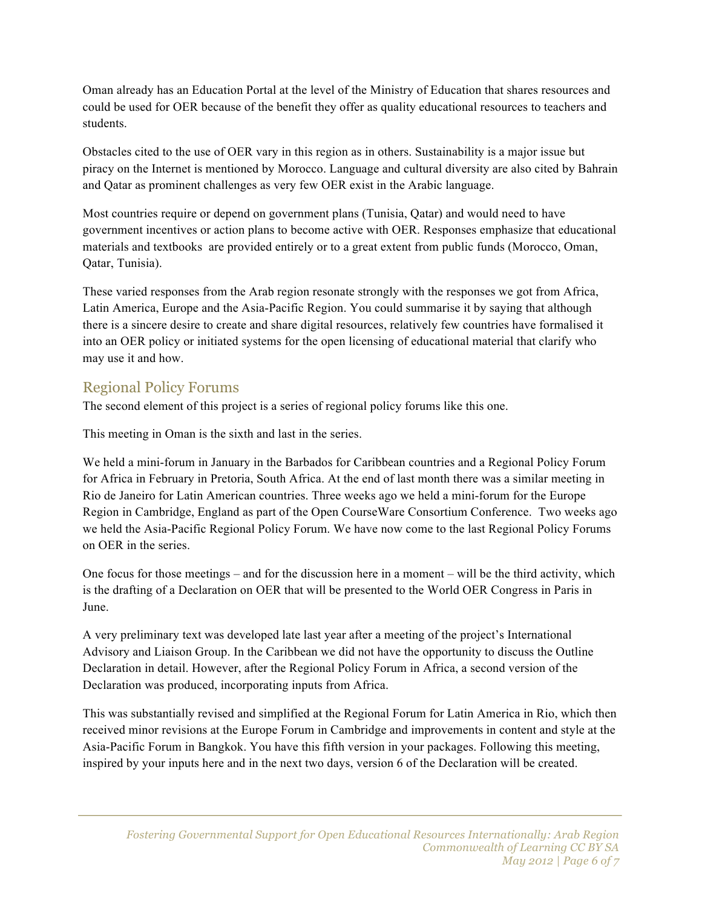Oman already has an Education Portal at the level of the Ministry of Education that shares resources and could be used for OER because of the benefit they offer as quality educational resources to teachers and students.

Obstacles cited to the use of OER vary in this region as in others. Sustainability is a major issue but piracy on the Internet is mentioned by Morocco. Language and cultural diversity are also cited by Bahrain and Qatar as prominent challenges as very few OER exist in the Arabic language.

Most countries require or depend on government plans (Tunisia, Qatar) and would need to have government incentives or action plans to become active with OER. Responses emphasize that educational materials and textbooks are provided entirely or to a great extent from public funds (Morocco, Oman, Qatar, Tunisia).

These varied responses from the Arab region resonate strongly with the responses we got from Africa, Latin America, Europe and the Asia-Pacific Region. You could summarise it by saying that although there is a sincere desire to create and share digital resources, relatively few countries have formalised it into an OER policy or initiated systems for the open licensing of educational material that clarify who may use it and how.

## Regional Policy Forums

The second element of this project is a series of regional policy forums like this one.

This meeting in Oman is the sixth and last in the series.

We held a mini-forum in January in the Barbados for Caribbean countries and a Regional Policy Forum for Africa in February in Pretoria, South Africa. At the end of last month there was a similar meeting in Rio de Janeiro for Latin American countries. Three weeks ago we held a mini-forum for the Europe Region in Cambridge, England as part of the Open CourseWare Consortium Conference. Two weeks ago we held the Asia-Pacific Regional Policy Forum. We have now come to the last Regional Policy Forums on OER in the series.

One focus for those meetings – and for the discussion here in a moment – will be the third activity, which is the drafting of a Declaration on OER that will be presented to the World OER Congress in Paris in June.

A very preliminary text was developed late last year after a meeting of the project's International Advisory and Liaison Group. In the Caribbean we did not have the opportunity to discuss the Outline Declaration in detail. However, after the Regional Policy Forum in Africa, a second version of the Declaration was produced, incorporating inputs from Africa.

This was substantially revised and simplified at the Regional Forum for Latin America in Rio, which then received minor revisions at the Europe Forum in Cambridge and improvements in content and style at the Asia-Pacific Forum in Bangkok. You have this fifth version in your packages. Following this meeting, inspired by your inputs here and in the next two days, version 6 of the Declaration will be created.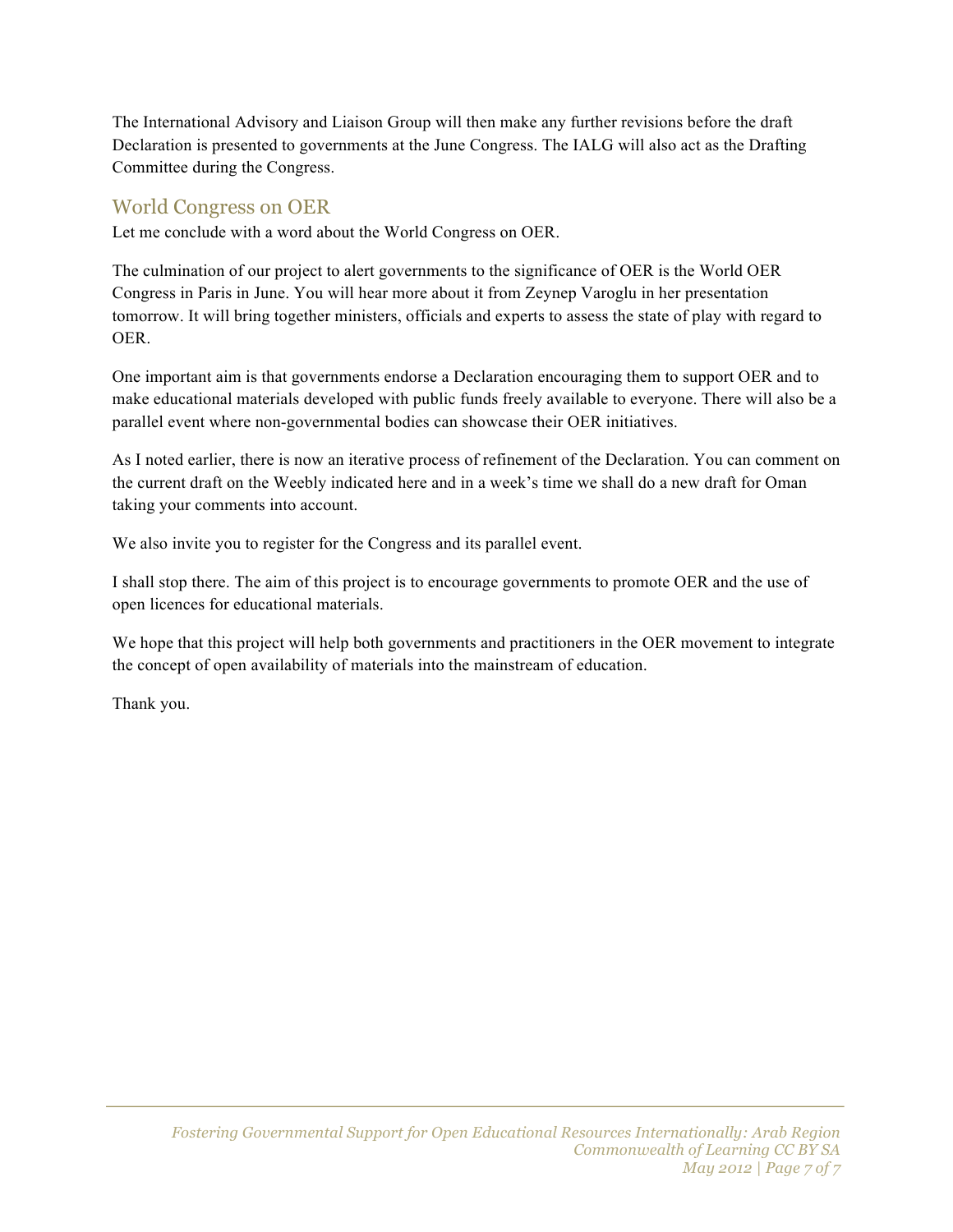The International Advisory and Liaison Group will then make any further revisions before the draft Declaration is presented to governments at the June Congress. The IALG will also act as the Drafting Committee during the Congress.

## World Congress on OER

Let me conclude with a word about the World Congress on OER.

The culmination of our project to alert governments to the significance of OER is the World OER Congress in Paris in June. You will hear more about it from Zeynep Varoglu in her presentation tomorrow. It will bring together ministers, officials and experts to assess the state of play with regard to OER.

One important aim is that governments endorse a Declaration encouraging them to support OER and to make educational materials developed with public funds freely available to everyone. There will also be a parallel event where non-governmental bodies can showcase their OER initiatives.

As I noted earlier, there is now an iterative process of refinement of the Declaration. You can comment on the current draft on the Weebly indicated here and in a week's time we shall do a new draft for Oman taking your comments into account.

We also invite you to register for the Congress and its parallel event.

I shall stop there. The aim of this project is to encourage governments to promote OER and the use of open licences for educational materials.

We hope that this project will help both governments and practitioners in the OER movement to integrate the concept of open availability of materials into the mainstream of education.

Thank you.